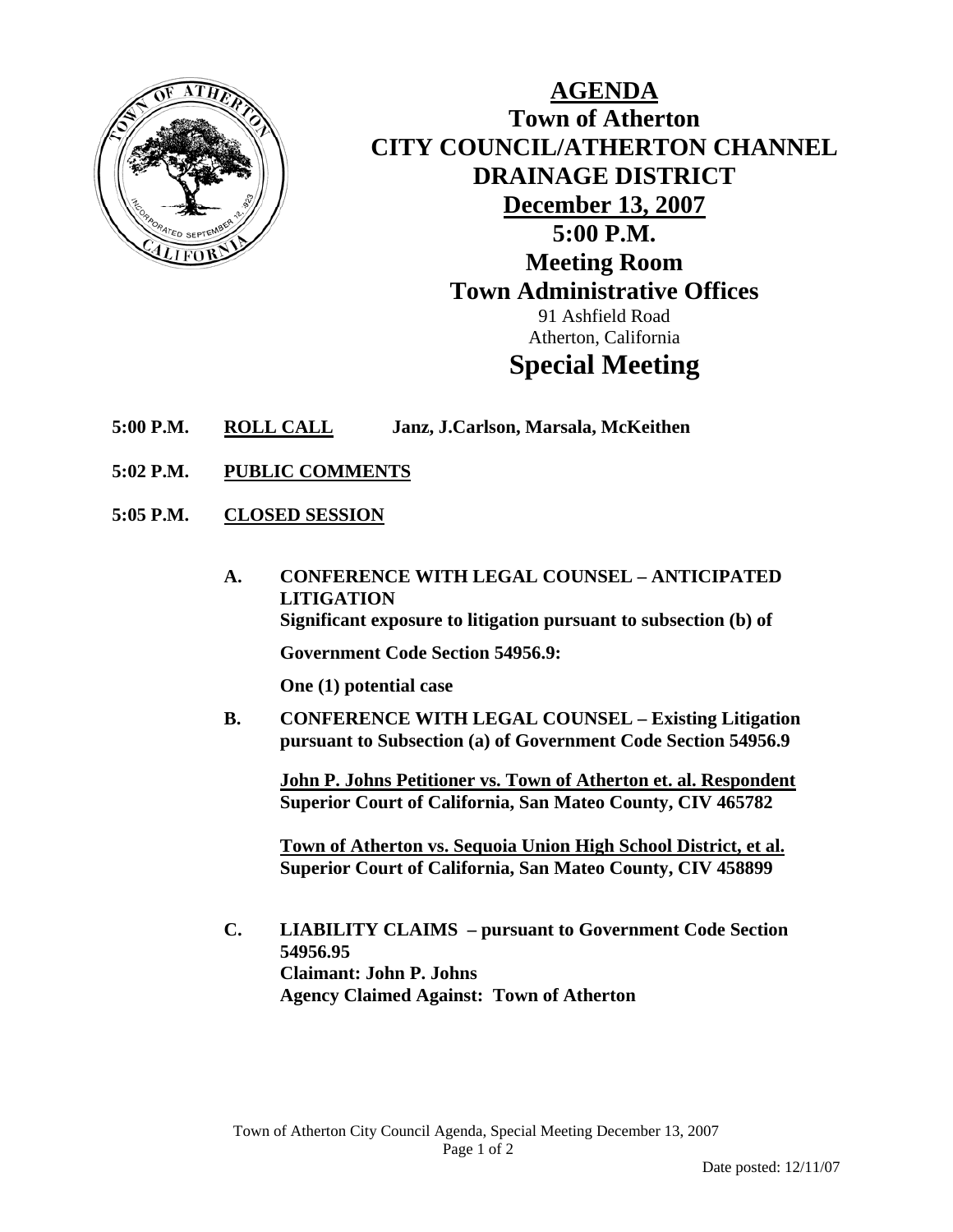# AGENDA

## Town of Atherton
## CITY COUNCIL/ATHERTON CHANNEL DRAINAGE DISTRICT

**December 13, 2007**
**5:00 P.M.**
**Meeting Room**
**Town Administrative Offices**

91 Ashfield Road
Atherton, California

## Special Meeting

**5:00 P.M.** **ROLL CALL** **Janz, J.Carlson, Marsala, McKeithen**

**5:02 P.M.** **PUBLIC COMMENTS**

**5:05 P.M.** **CLOSED SESSION**

**A. CONFERENCE WITH LEGAL COUNSEL – ANTICIPATED LITIGATION**
**Significant exposure to litigation pursuant to subsection (b) of Government Code Section 54956.9:**

**One (1) potential case**

**B. CONFERENCE WITH LEGAL COUNSEL – Existing Litigation pursuant to Subsection (a) of Government Code Section 54956.9**

**John P. Johns Petitioner vs. Town of Atherton et. al. Respondent**
**Superior Court of California, San Mateo County, CIV 465782**

**Town of Atherton vs. Sequoia Union High School District, et al.**
**Superior Court of California, San Mateo County, CIV 458899**

**C. LIABILITY CLAIMS – pursuant to Government Code Section 54956.95**
**Claimant: John P. Johns**
**Agency Claimed Against: Town of Atherton**

Date posted: 12/11/07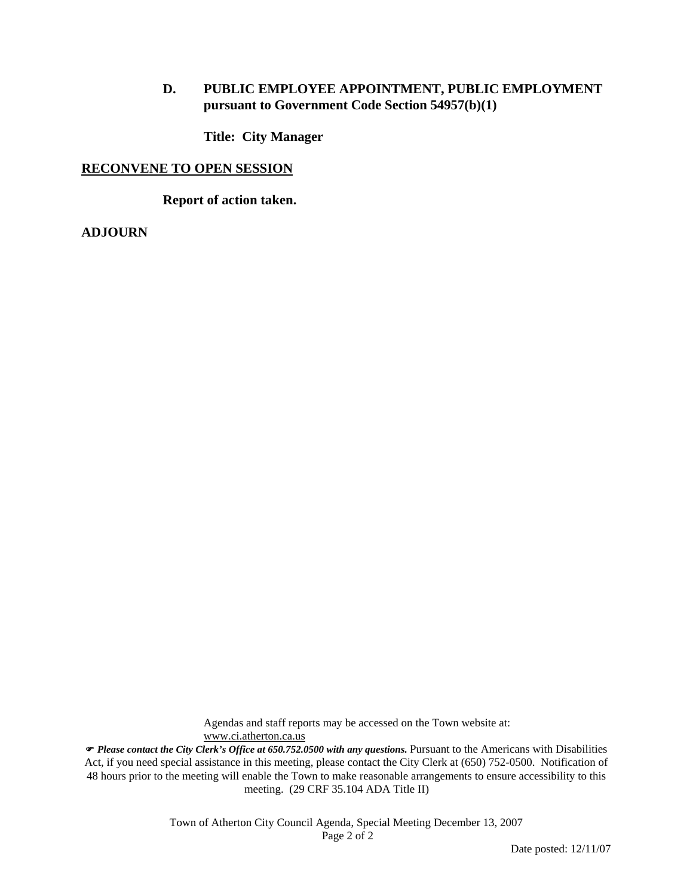**D. PUBLIC EMPLOYEE APPOINTMENT, PUBLIC EMPLOYMENT pursuant to Government Code Section 54957(b)(1)**

**Title: City Manager**

## RECONVENE TO OPEN SESSION

**Report of action taken.**

## ADJOURN

Agendas and staff reports may be accessed on the Town website at: www.ci.atherton.ca.us

☛ ***Please contact the City Clerk's Office at 650.752.0500 with any questions.*** Pursuant to the Americans with Disabilities Act, if you need special assistance in this meeting, please contact the City Clerk at (650) 752-0500. Notification of 48 hours prior to the meeting will enable the Town to make reasonable arrangements to ensure accessibility to this meeting. (29 CRF 35.104 ADA Title II)

Town of Atherton City Council Agenda, Special Meeting December 13, 2007

Date posted: 12/11/07